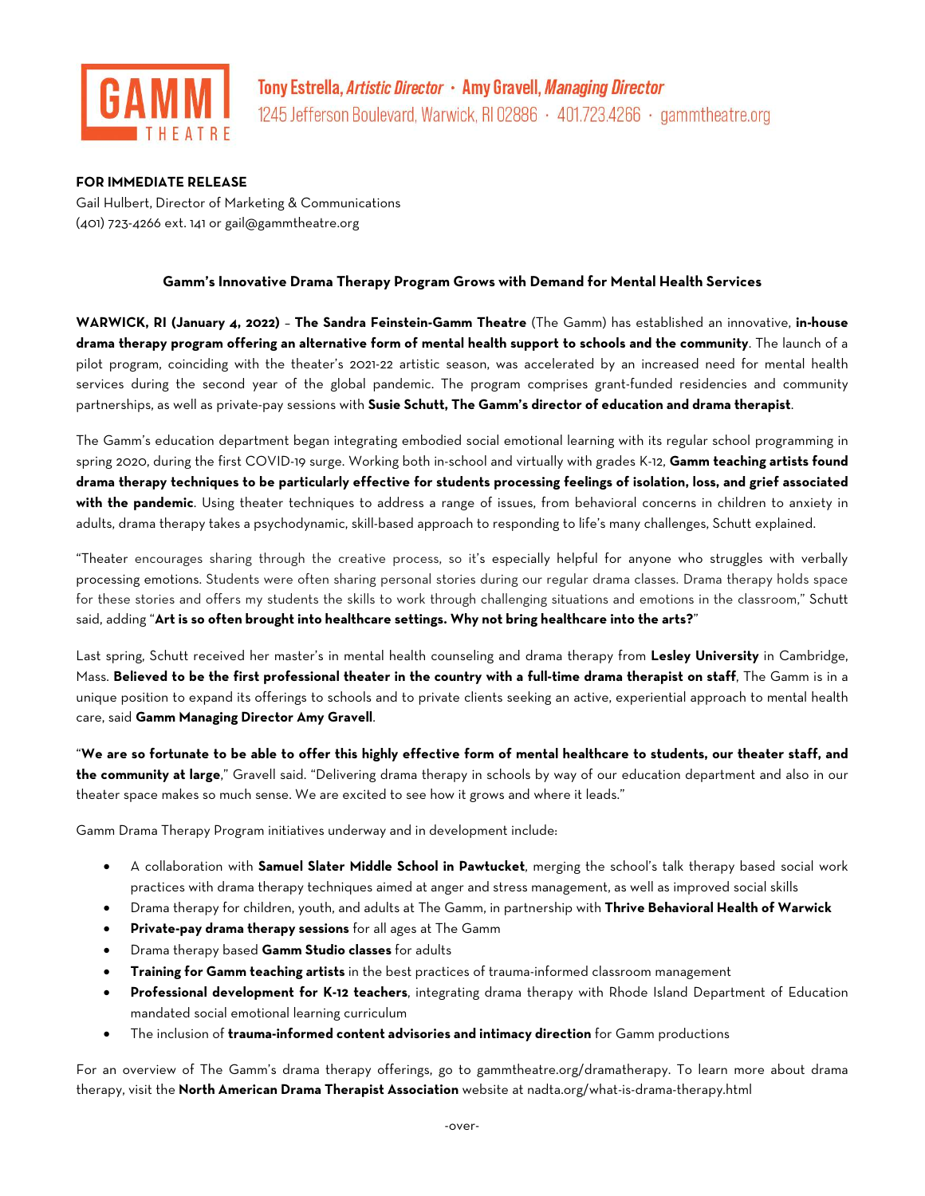GAMM THEATRE

Tony Estrella, *Artistic Director* · Amy Gravell, *Managing Director*
1245 Jefferson Boulevard, Warwick, RI 02886 · 401.723.4266 · gammtheatre.org

**FOR IMMEDIATE RELEASE**
Gail Hulbert, Director of Marketing & Communications
(401) 723-4266 ext. 141 or gail@gammtheatre.org

## Gamm's Innovative Drama Therapy Program Grows with Demand for Mental Health Services

**WARWICK, RI (January 4, 2022)** – **The Sandra Feinstein-Gamm Theatre** (The Gamm) has established an innovative, **in-house drama therapy program offering an alternative form of mental health support to schools and the community**. The launch of a pilot program, coinciding with the theater's 2021-22 artistic season, was accelerated by an increased need for mental health services during the second year of the global pandemic. The program comprises grant-funded residencies and community partnerships, as well as private-pay sessions with **Susie Schutt, The Gamm's director of education and drama therapist**.

The Gamm's education department began integrating embodied social emotional learning with its regular school programming in spring 2020, during the first COVID-19 surge. Working both in-school and virtually with grades K-12, **Gamm teaching artists found drama therapy techniques to be particularly effective for students processing feelings of isolation, loss, and grief associated with the pandemic**. Using theater techniques to address a range of issues, from behavioral concerns in children to anxiety in adults, drama therapy takes a psychodynamic, skill-based approach to responding to life's many challenges, Schutt explained.

"Theater encourages sharing through the creative process, so it's especially helpful for anyone who struggles with verbally processing emotions. Students were often sharing personal stories during our regular drama classes. Drama therapy holds space for these stories and offers my students the skills to work through challenging situations and emotions in the classroom," Schutt said, adding "**Art is so often brought into healthcare settings. Why not bring healthcare into the arts?**"

Last spring, Schutt received her master's in mental health counseling and drama therapy from **Lesley University** in Cambridge, Mass. **Believed to be the first professional theater in the country with a full-time drama therapist on staff**, The Gamm is in a unique position to expand its offerings to schools and to private clients seeking an active, experiential approach to mental health care, said **Gamm Managing Director Amy Gravell**.

"**We are so fortunate to be able to offer this highly effective form of mental healthcare to students, our theater staff, and the community at large**," Gravell said. "Delivering drama therapy in schools by way of our education department and also in our theater space makes so much sense. We are excited to see how it grows and where it leads."

Gamm Drama Therapy Program initiatives underway and in development include:

- A collaboration with **Samuel Slater Middle School in Pawtucket**, merging the school's talk therapy based social work practices with drama therapy techniques aimed at anger and stress management, as well as improved social skills
- Drama therapy for children, youth, and adults at The Gamm, in partnership with **Thrive Behavioral Health of Warwick**
- **Private-pay drama therapy sessions** for all ages at The Gamm
- Drama therapy based **Gamm Studio classes** for adults
- **Training for Gamm teaching artists** in the best practices of trauma-informed classroom management
- **Professional development for K-12 teachers**, integrating drama therapy with Rhode Island Department of Education mandated social emotional learning curriculum
- The inclusion of **trauma-informed content advisories and intimacy direction** for Gamm productions

For an overview of The Gamm's drama therapy offerings, go to gammtheatre.org/dramatherapy. To learn more about drama therapy, visit the **North American Drama Therapist Association** website at nadta.org/what-is-drama-therapy.html

-over-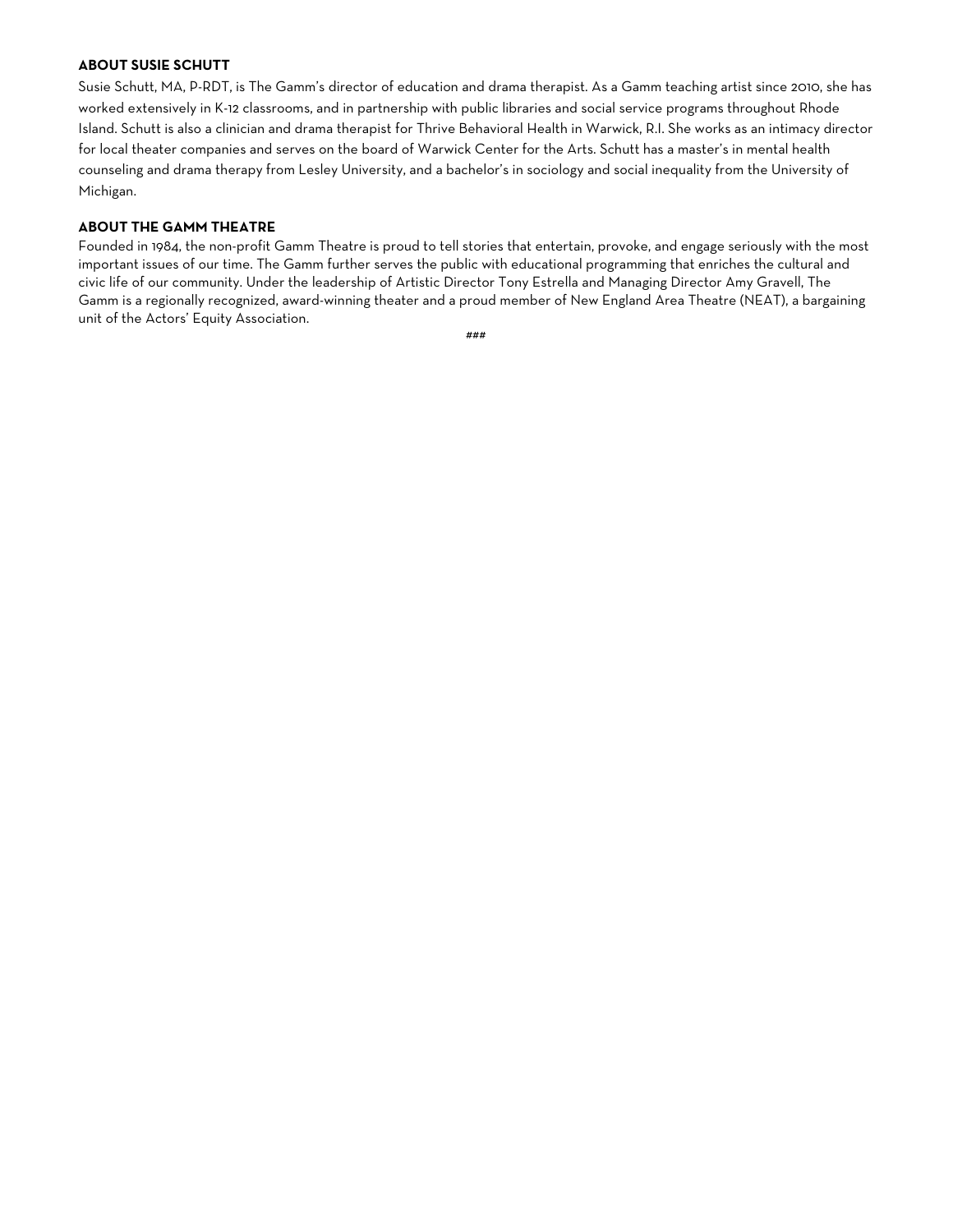**ABOUT SUSIE SCHUTT**

Susie Schutt, MA, P-RDT, is The Gamm's director of education and drama therapist. As a Gamm teaching artist since 2010, she has worked extensively in K-12 classrooms, and in partnership with public libraries and social service programs throughout Rhode Island. Schutt is also a clinician and drama therapist for Thrive Behavioral Health in Warwick, R.I. She works as an intimacy director for local theater companies and serves on the board of Warwick Center for the Arts. Schutt has a master's in mental health counseling and drama therapy from Lesley University, and a bachelor's in sociology and social inequality from the University of Michigan.

**ABOUT THE GAMM THEATRE**

Founded in 1984, the non-profit Gamm Theatre is proud to tell stories that entertain, provoke, and engage seriously with the most important issues of our time. The Gamm further serves the public with educational programming that enriches the cultural and civic life of our community. Under the leadership of Artistic Director Tony Estrella and Managing Director Amy Gravell, The Gamm is a regionally recognized, award-winning theater and a proud member of New England Area Theatre (NEAT), a bargaining unit of the Actors' Equity Association.

###